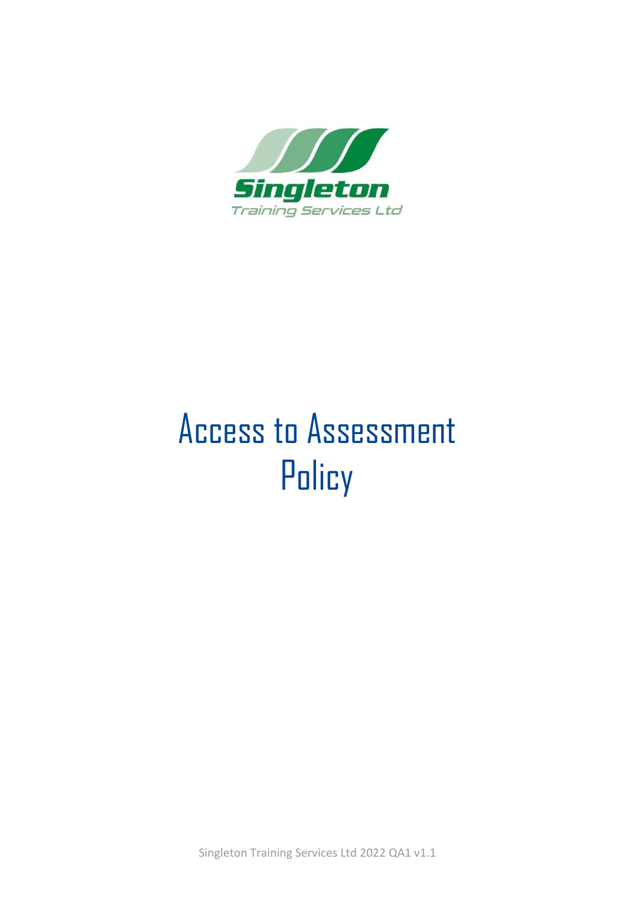Singleton

Training Services Ltd

# Access to Assessment Policy

Singleton Training Services Ltd 2022 QA1 v1.1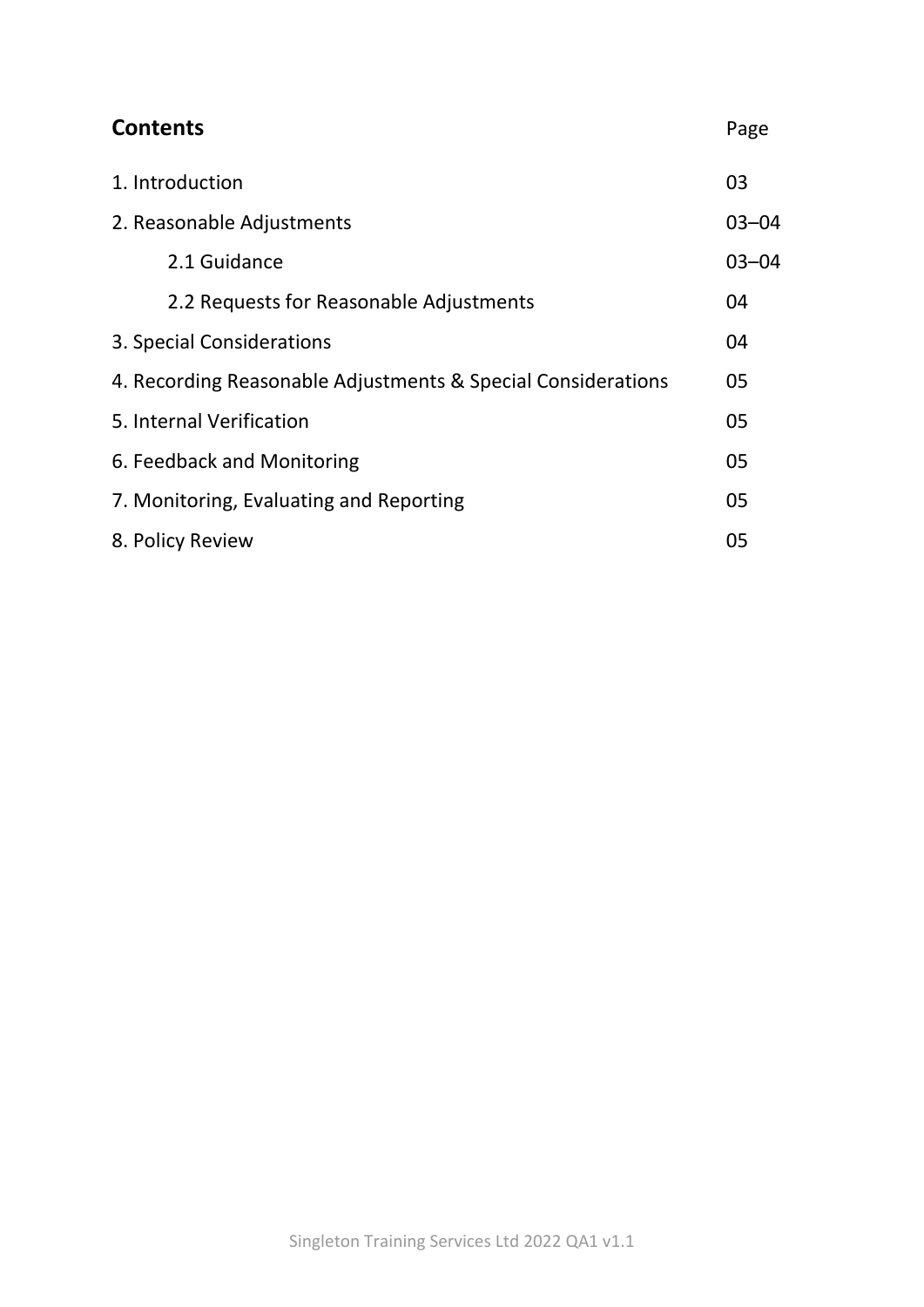## Contents

| | Page |
|---|---|
| 1. Introduction | 03 |
| 2. Reasonable Adjustments | 03–04 |
| 2.1 Guidance | 03–04 |
| 2.2 Requests for Reasonable Adjustments | 04 |
| 3. Special Considerations | 04 |
| 4. Recording Reasonable Adjustments & Special Considerations | 05 |
| 5. Internal Verification | 05 |
| 6. Feedback and Monitoring | 05 |
| 7. Monitoring, Evaluating and Reporting | 05 |
| 8. Policy Review | 05 |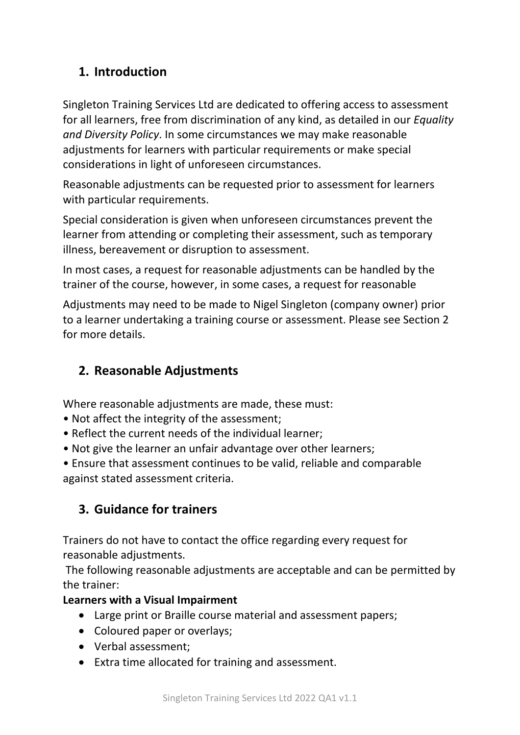## 1. Introduction

Singleton Training Services Ltd are dedicated to offering access to assessment for all learners, free from discrimination of any kind, as detailed in our *Equality and Diversity Policy*. In some circumstances we may make reasonable adjustments for learners with particular requirements or make special considerations in light of unforeseen circumstances.

Reasonable adjustments can be requested prior to assessment for learners with particular requirements.

Special consideration is given when unforeseen circumstances prevent the learner from attending or completing their assessment, such as temporary illness, bereavement or disruption to assessment.

In most cases, a request for reasonable adjustments can be handled by the trainer of the course, however, in some cases, a request for reasonable

Adjustments may need to be made to Nigel Singleton (company owner) prior to a learner undertaking a training course or assessment. Please see Section 2 for more details.

## 2. Reasonable Adjustments

Where reasonable adjustments are made, these must:
• Not affect the integrity of the assessment;
• Reflect the current needs of the individual learner;
• Not give the learner an unfair advantage over other learners;
• Ensure that assessment continues to be valid, reliable and comparable against stated assessment criteria.

## 3. Guidance for trainers

Trainers do not have to contact the office regarding every request for reasonable adjustments.
The following reasonable adjustments are acceptable and can be permitted by the trainer:

**Learners with a Visual Impairment**

- Large print or Braille course material and assessment papers;
- Coloured paper or overlays;
- Verbal assessment;
- Extra time allocated for training and assessment.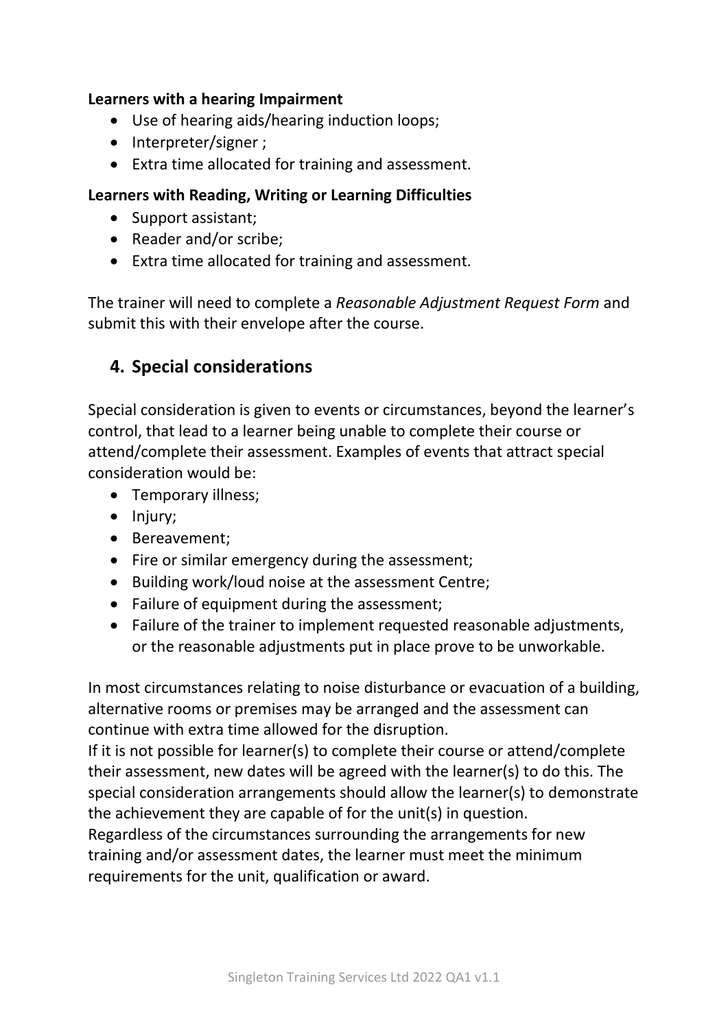**Learners with a hearing Impairment**

- Use of hearing aids/hearing induction loops;
- Interpreter/signer ;
- Extra time allocated for training and assessment.

**Learners with Reading, Writing or Learning Difficulties**

- Support assistant;
- Reader and/or scribe;
- Extra time allocated for training and assessment.

The trainer will need to complete a *Reasonable Adjustment Request Form* and submit this with their envelope after the course.

## 4. Special considerations

Special consideration is given to events or circumstances, beyond the learner's control, that lead to a learner being unable to complete their course or attend/complete their assessment. Examples of events that attract special consideration would be:

- Temporary illness;
- Injury;
- Bereavement;
- Fire or similar emergency during the assessment;
- Building work/loud noise at the assessment Centre;
- Failure of equipment during the assessment;
- Failure of the trainer to implement requested reasonable adjustments, or the reasonable adjustments put in place prove to be unworkable.

In most circumstances relating to noise disturbance or evacuation of a building, alternative rooms or premises may be arranged and the assessment can continue with extra time allowed for the disruption.

If it is not possible for learner(s) to complete their course or attend/complete their assessment, new dates will be agreed with the learner(s) to do this. The special consideration arrangements should allow the learner(s) to demonstrate the achievement they are capable of for the unit(s) in question.

Regardless of the circumstances surrounding the arrangements for new training and/or assessment dates, the learner must meet the minimum requirements for the unit, qualification or award.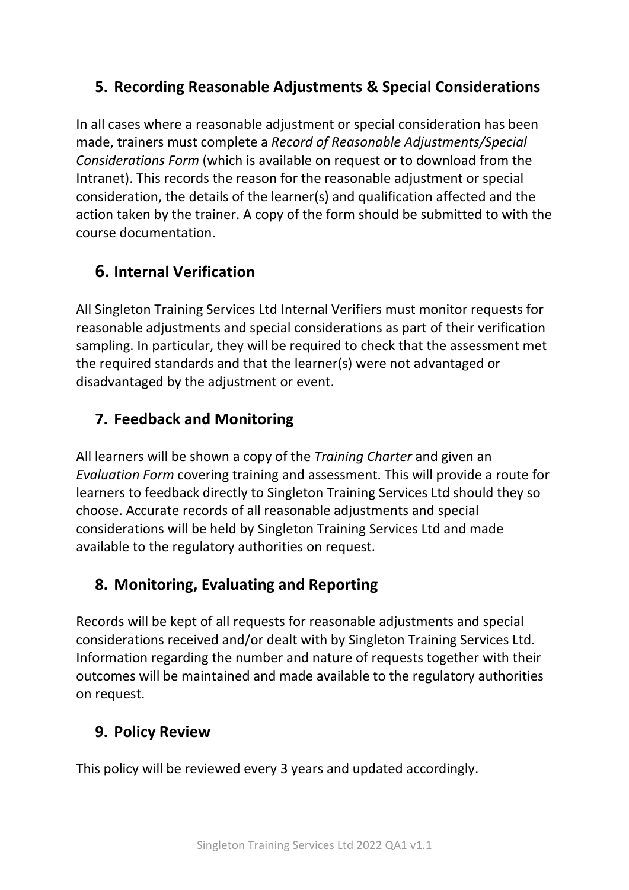## 5. Recording Reasonable Adjustments & Special Considerations

In all cases where a reasonable adjustment or special consideration has been made, trainers must complete a *Record of Reasonable Adjustments/Special Considerations Form* (which is available on request or to download from the Intranet). This records the reason for the reasonable adjustment or special consideration, the details of the learner(s) and qualification affected and the action taken by the trainer. A copy of the form should be submitted to with the course documentation.

## 6. Internal Verification

All Singleton Training Services Ltd Internal Verifiers must monitor requests for reasonable adjustments and special considerations as part of their verification sampling. In particular, they will be required to check that the assessment met the required standards and that the learner(s) were not advantaged or disadvantaged by the adjustment or event.

## 7. Feedback and Monitoring

All learners will be shown a copy of the *Training Charter* and given an *Evaluation Form* covering training and assessment. This will provide a route for learners to feedback directly to Singleton Training Services Ltd should they so choose. Accurate records of all reasonable adjustments and special considerations will be held by Singleton Training Services Ltd and made available to the regulatory authorities on request.

## 8. Monitoring, Evaluating and Reporting

Records will be kept of all requests for reasonable adjustments and special considerations received and/or dealt with by Singleton Training Services Ltd. Information regarding the number and nature of requests together with their outcomes will be maintained and made available to the regulatory authorities on request.

## 9. Policy Review

This policy will be reviewed every 3 years and updated accordingly.